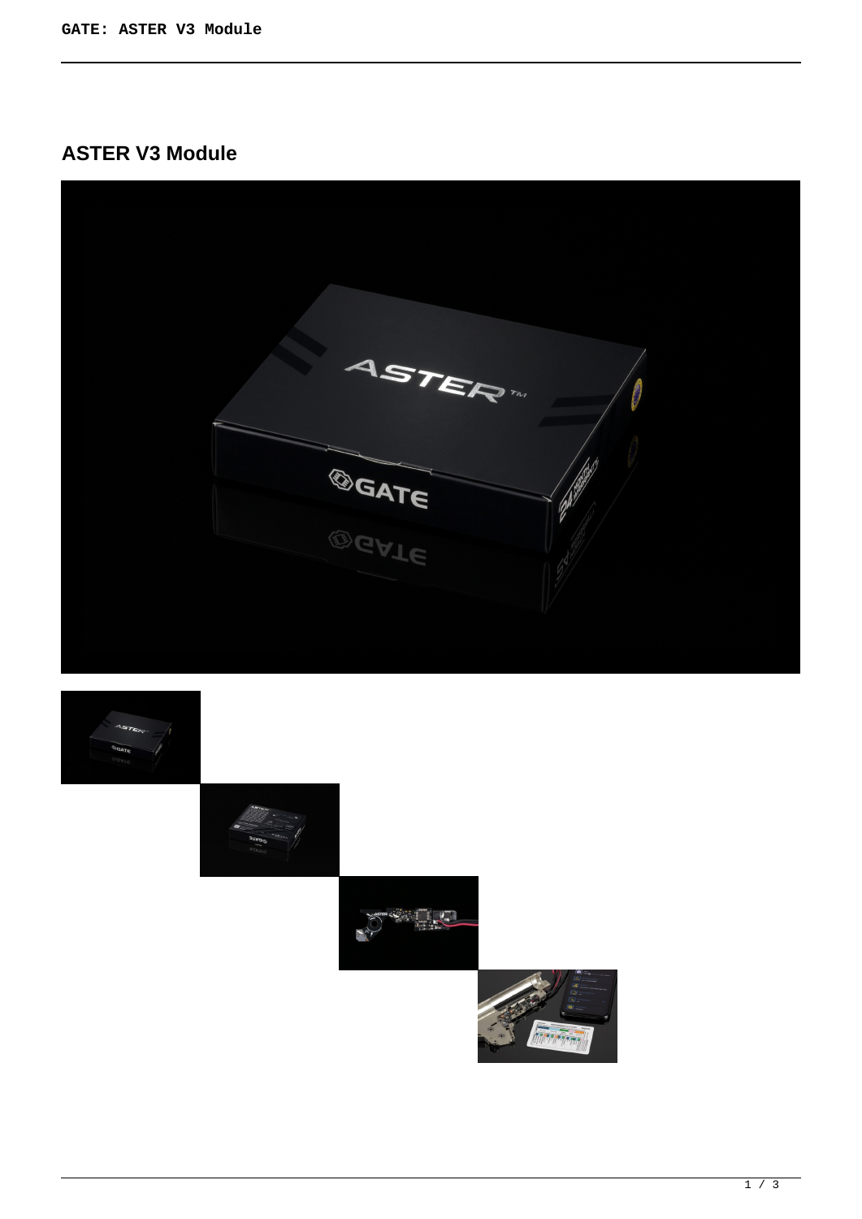## ASTER V3 Module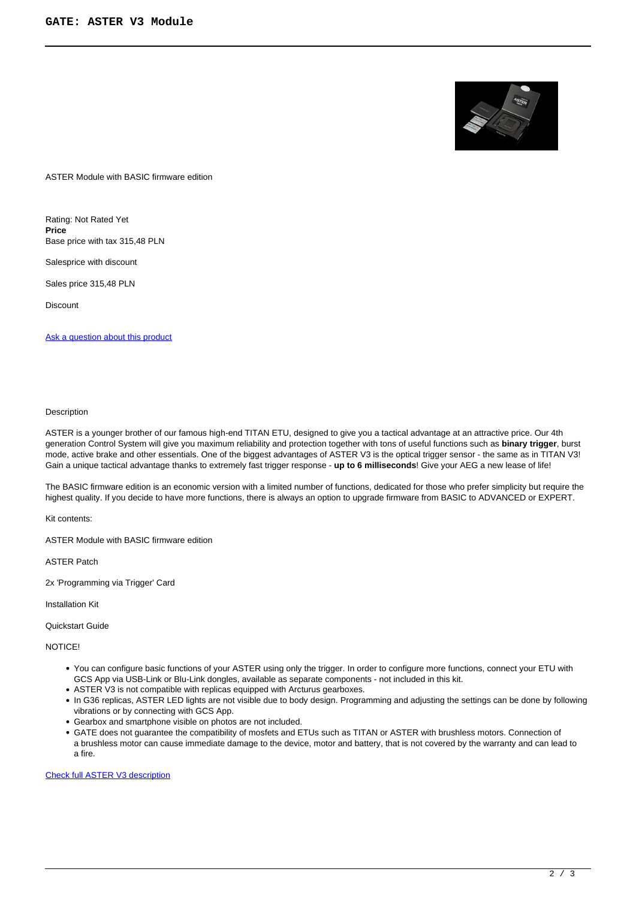ASTER Module with BASIC firmware edition

Rating: Not Rated Yet
**Price**
Base price with tax 315,48 PLN

Salesprice with discount

Sales price 315,48 PLN

Discount

[Ask a question about this product]

Description

ASTER is a younger brother of our famous high-end TITAN ETU, designed to give you a tactical advantage at an attractive price. Our 4th generation Control System will give you maximum reliability and protection together with tons of useful functions such as **binary trigger**, burst mode, active brake and other essentials. One of the biggest advantages of ASTER V3 is the optical trigger sensor - the same as in TITAN V3! Gain a unique tactical advantage thanks to extremely fast trigger response - **up to 6 milliseconds**! Give your AEG a new lease of life!

The BASIC firmware edition is an economic version with a limited number of functions, dedicated for those who prefer simplicity but require the highest quality. If you decide to have more functions, there is always an option to upgrade firmware from BASIC to ADVANCED or EXPERT.

Kit contents:

ASTER Module with BASIC firmware edition

ASTER Patch

2x 'Programming via Trigger' Card

Installation Kit

Quickstart Guide

NOTICE!

- You can configure basic functions of your ASTER using only the trigger. In order to configure more functions, connect your ETU with GCS App via USB-Link or Blu-Link dongles, available as separate components - not included in this kit.
- ASTER V3 is not compatible with replicas equipped with Arcturus gearboxes.
- In G36 replicas, ASTER LED lights are not visible due to body design. Programming and adjusting the settings can be done by following vibrations or by connecting with GCS App.
- Gearbox and smartphone visible on photos are not included.
- GATE does not guarantee the compatibility of mosfets and ETUs such as TITAN or ASTER with brushless motors. Connection of a brushless motor can cause immediate damage to the device, motor and battery, that is not covered by the warranty and can lead to a fire.

[Check full ASTER V3 description]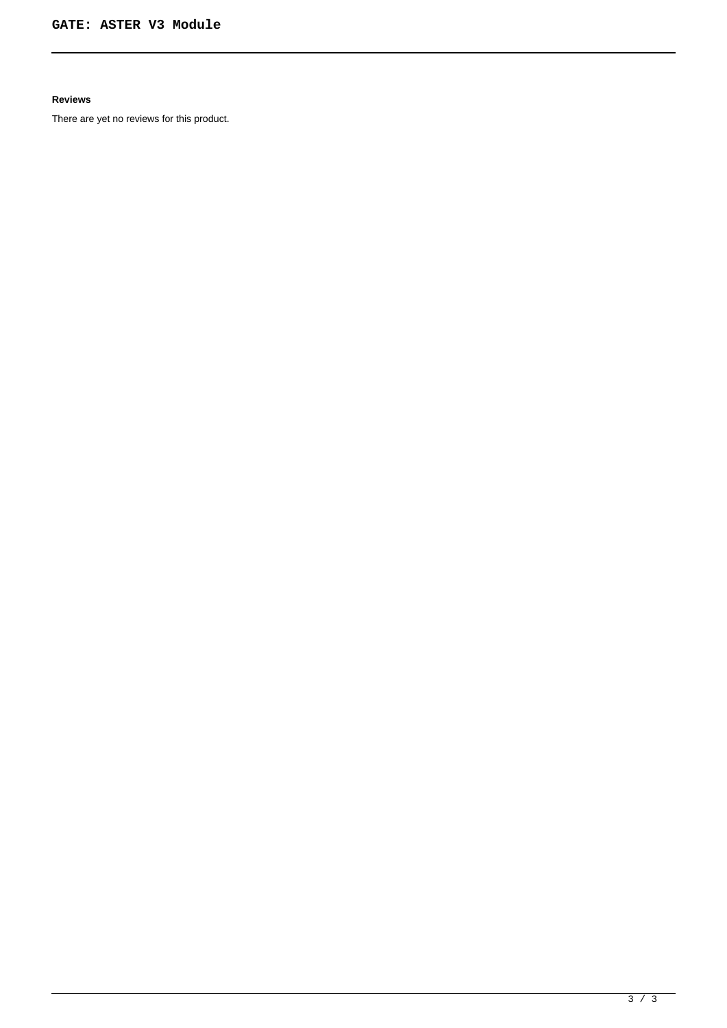**Reviews**

There are yet no reviews for this product.